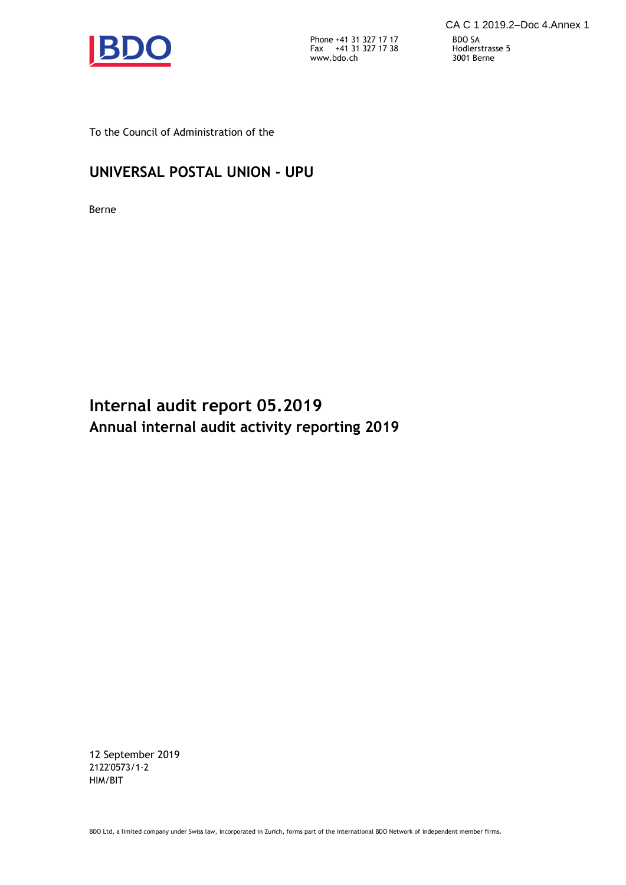CA C 1 2019.2–Doc 4.Annex 1

Phone +41 31 327 17 17
Fax +41 31 327 17 38
www.bdo.ch

BDO SA
Hodlerstrasse 5
3001 Berne

To the Council of Administration of the

**UNIVERSAL POSTAL UNION - UPU**

Berne

# Internal audit report 05.2019
## Annual internal audit activity reporting 2019

12 September 2019
2122'0573/1-2
HIM/BIT

BDO Ltd, a limited company under Swiss law, incorporated in Zurich, forms part of the international BDO Network of independent member firms.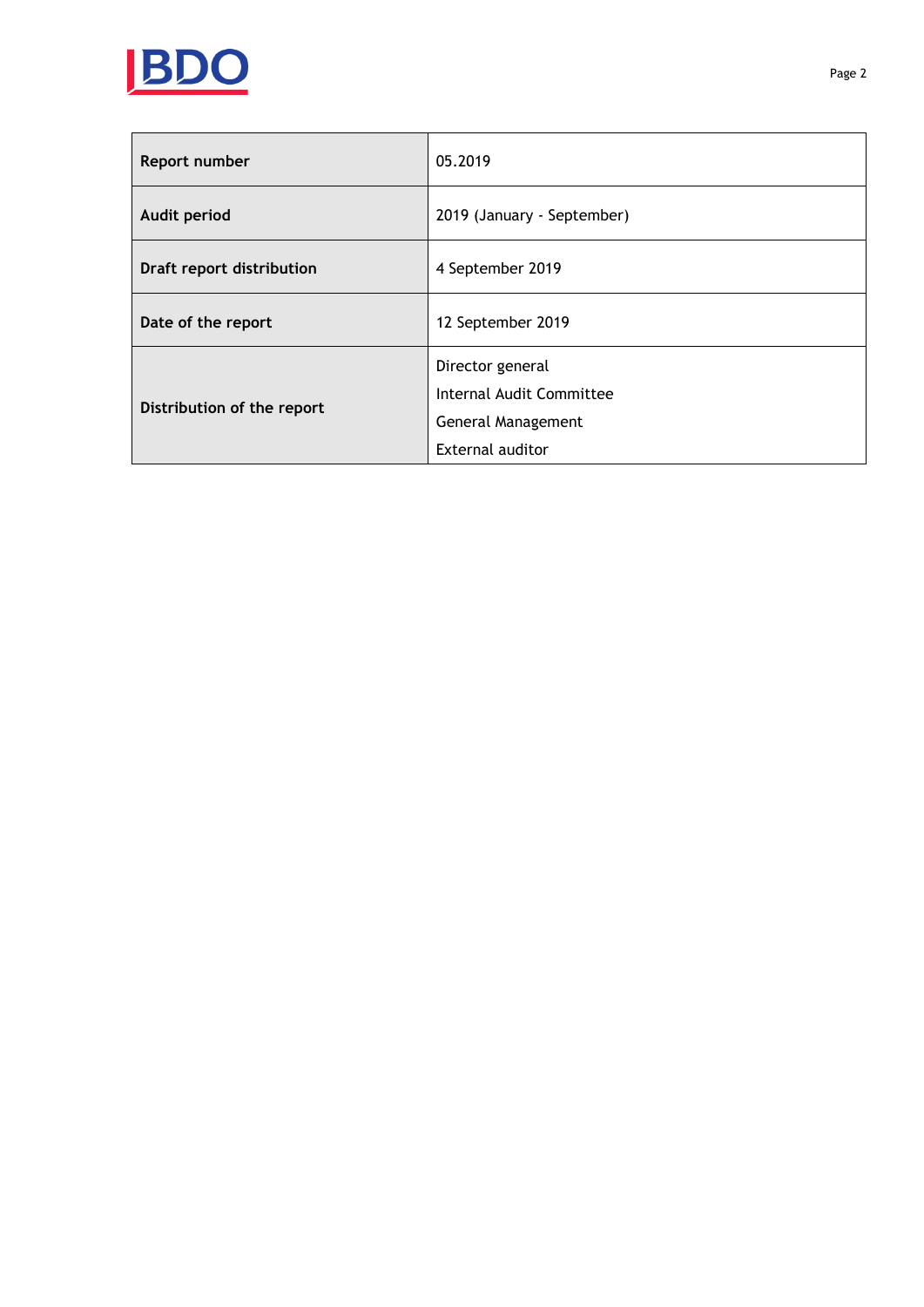| Report number | 05.2019 |
|---|---|
| Audit period | 2019 (January - September) |
| Draft report distribution | 4 September 2019 |
| Date of the report | 12 September 2019 |
| Distribution of the report | Director general<br>Internal Audit Committee<br>General Management<br>External auditor |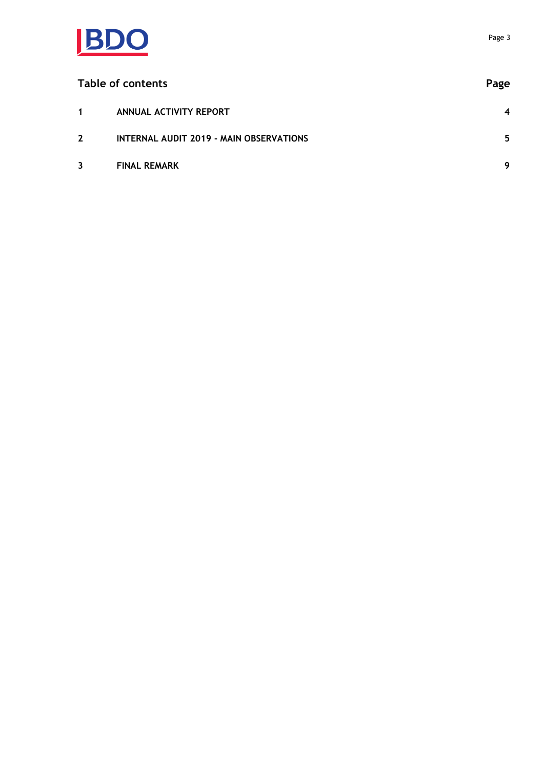## Table of contents

| | | Page |
|---|---|---|
| 1 | ANNUAL ACTIVITY REPORT | 4 |
| 2 | INTERNAL AUDIT 2019 - MAIN OBSERVATIONS | 5 |
| 3 | FINAL REMARK | 9 |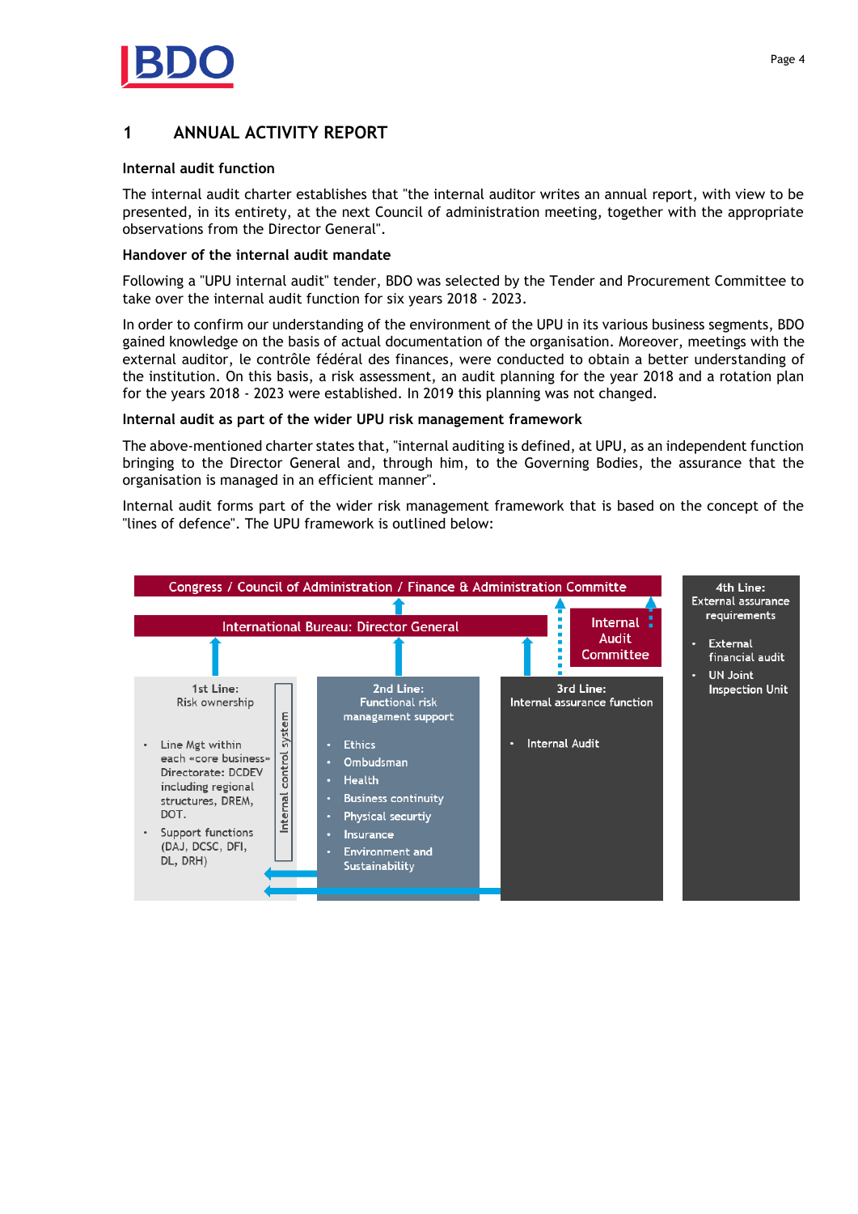# 1 ANNUAL ACTIVITY REPORT

**Internal audit function**

The internal audit charter establishes that "the internal auditor writes an annual report, with view to be presented, in its entirety, at the next Council of administration meeting, together with the appropriate observations from the Director General".

**Handover of the internal audit mandate**

Following a "UPU internal audit" tender, BDO was selected by the Tender and Procurement Committee to take over the internal audit function for six years 2018 - 2023.

In order to confirm our understanding of the environment of the UPU in its various business segments, BDO gained knowledge on the basis of actual documentation of the organisation. Moreover, meetings with the external auditor, le contrôle fédéral des finances, were conducted to obtain a better understanding of the institution. On this basis, a risk assessment, an audit planning for the year 2018 and a rotation plan for the years 2018 - 2023 were established. In 2019 this planning was not changed.

**Internal audit as part of the wider UPU risk management framework**

The above-mentioned charter states that, "internal auditing is defined, at UPU, as an independent function bringing to the Director General and, through him, to the Governing Bodies, the assurance that the organisation is managed in an efficient manner".

Internal audit forms part of the wider risk management framework that is based on the concept of the "lines of defence". The UPU framework is outlined below:

Congress / Council of Administration / Finance & Administration Committe

International Bureau: Director General

Internal Audit Committee

**1st Line:** Risk ownership

- Line Mgt within each «core business» Directorate: DCDEV including regional structures, DREM, DOT.
- Support functions (DAJ, DCSC, DFI, DL, DRH)

Internal control system

**2nd Line:** Functional risk managment support

- Ethics
- Ombudsman
- Health
- Business continuity
- Physical securtiy
- Insurance
- Environment and Sustainability

**3rd Line:** Internal assurance function

- Internal Audit

**4th Line:** External assurance requirements

- External financial audit
- UN Joint Inspection Unit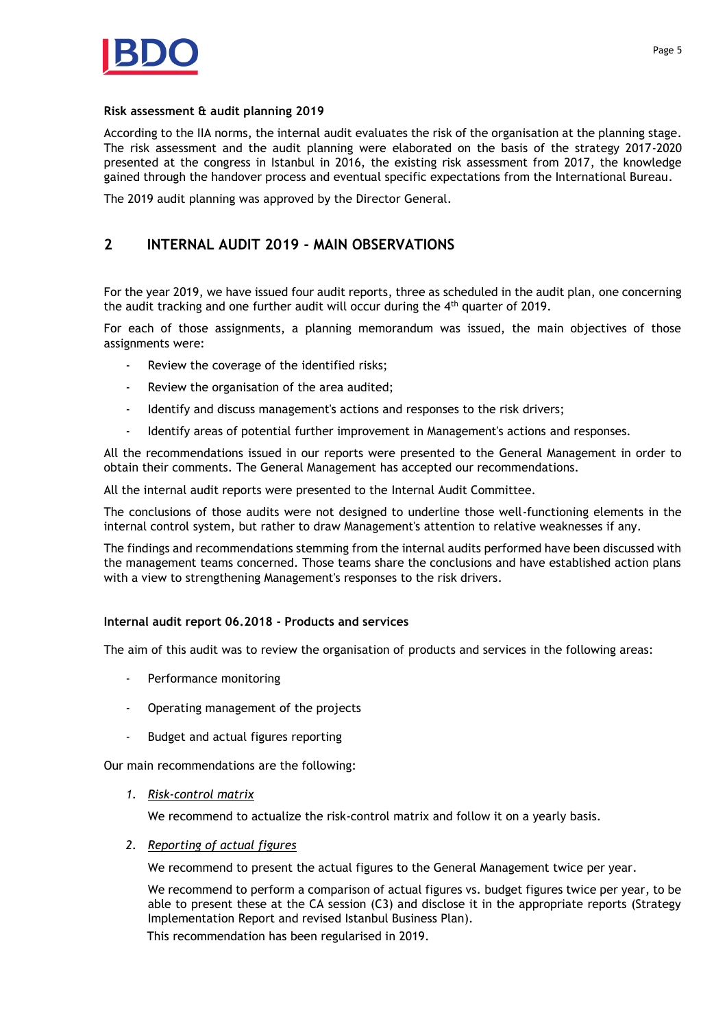**Risk assessment & audit planning 2019**

According to the IIA norms, the internal audit evaluates the risk of the organisation at the planning stage. The risk assessment and the audit planning were elaborated on the basis of the strategy 2017-2020 presented at the congress in Istanbul in 2016, the existing risk assessment from 2017, the knowledge gained through the handover process and eventual specific expectations from the International Bureau.

The 2019 audit planning was approved by the Director General.

## 2 INTERNAL AUDIT 2019 - MAIN OBSERVATIONS

For the year 2019, we have issued four audit reports, three as scheduled in the audit plan, one concerning the audit tracking and one further audit will occur during the 4th quarter of 2019.

For each of those assignments, a planning memorandum was issued, the main objectives of those assignments were:

- Review the coverage of the identified risks;
- Review the organisation of the area audited;
- Identify and discuss management's actions and responses to the risk drivers;
- Identify areas of potential further improvement in Management's actions and responses.

All the recommendations issued in our reports were presented to the General Management in order to obtain their comments. The General Management has accepted our recommendations.

All the internal audit reports were presented to the Internal Audit Committee.

The conclusions of those audits were not designed to underline those well-functioning elements in the internal control system, but rather to draw Management's attention to relative weaknesses if any.

The findings and recommendations stemming from the internal audits performed have been discussed with the management teams concerned. Those teams share the conclusions and have established action plans with a view to strengthening Management's responses to the risk drivers.

**Internal audit report 06.2018 - Products and services**

The aim of this audit was to review the organisation of products and services in the following areas:

- Performance monitoring
- Operating management of the projects
- Budget and actual figures reporting

Our main recommendations are the following:

1. *Risk-control matrix*

   We recommend to actualize the risk-control matrix and follow it on a yearly basis.

2. *Reporting of actual figures*

   We recommend to present the actual figures to the General Management twice per year.

   We recommend to perform a comparison of actual figures vs. budget figures twice per year, to be able to present these at the CA session (C3) and disclose it in the appropriate reports (Strategy Implementation Report and revised Istanbul Business Plan).

   This recommendation has been regularised in 2019.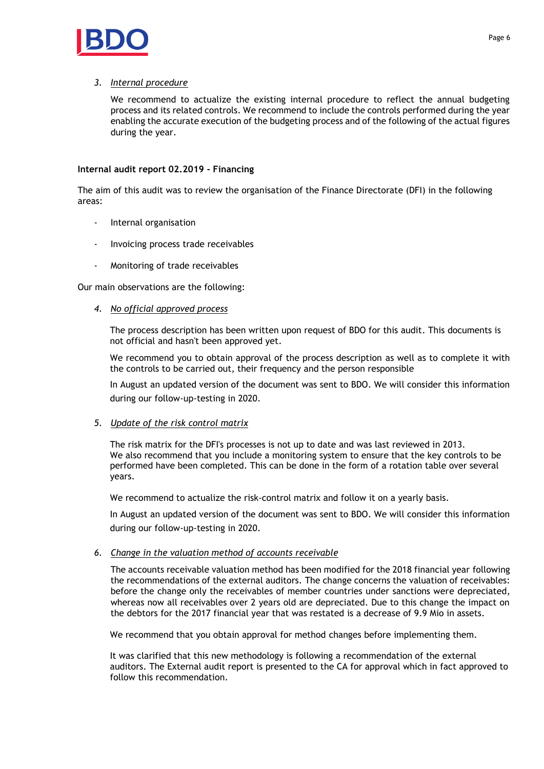3. *Internal procedure*

   We recommend to actualize the existing internal procedure to reflect the annual budgeting process and its related controls. We recommend to include the controls performed during the year enabling the accurate execution of the budgeting process and of the following of the actual figures during the year.

**Internal audit report 02.2019 - Financing**

The aim of this audit was to review the organisation of the Finance Directorate (DFI) in the following areas:

- Internal organisation
- Invoicing process trade receivables
- Monitoring of trade receivables

Our main observations are the following:

4. *No official approved process*

   The process description has been written upon request of BDO for this audit. This documents is not official and hasn't been approved yet.

   We recommend you to obtain approval of the process description as well as to complete it with the controls to be carried out, their frequency and the person responsible

   In August an updated version of the document was sent to BDO. We will consider this information during our follow-up-testing in 2020.

5. *Update of the risk control matrix*

   The risk matrix for the DFI's processes is not up to date and was last reviewed in 2013. We also recommend that you include a monitoring system to ensure that the key controls to be performed have been completed. This can be done in the form of a rotation table over several years.

   We recommend to actualize the risk-control matrix and follow it on a yearly basis.

   In August an updated version of the document was sent to BDO. We will consider this information during our follow-up-testing in 2020.

6. *Change in the valuation method of accounts receivable*

   The accounts receivable valuation method has been modified for the 2018 financial year following the recommendations of the external auditors. The change concerns the valuation of receivables: before the change only the receivables of member countries under sanctions were depreciated, whereas now all receivables over 2 years old are depreciated. Due to this change the impact on the debtors for the 2017 financial year that was restated is a decrease of 9.9 Mio in assets.

   We recommend that you obtain approval for method changes before implementing them.

   It was clarified that this new methodology is following a recommendation of the external auditors. The External audit report is presented to the CA for approval which in fact approved to follow this recommendation.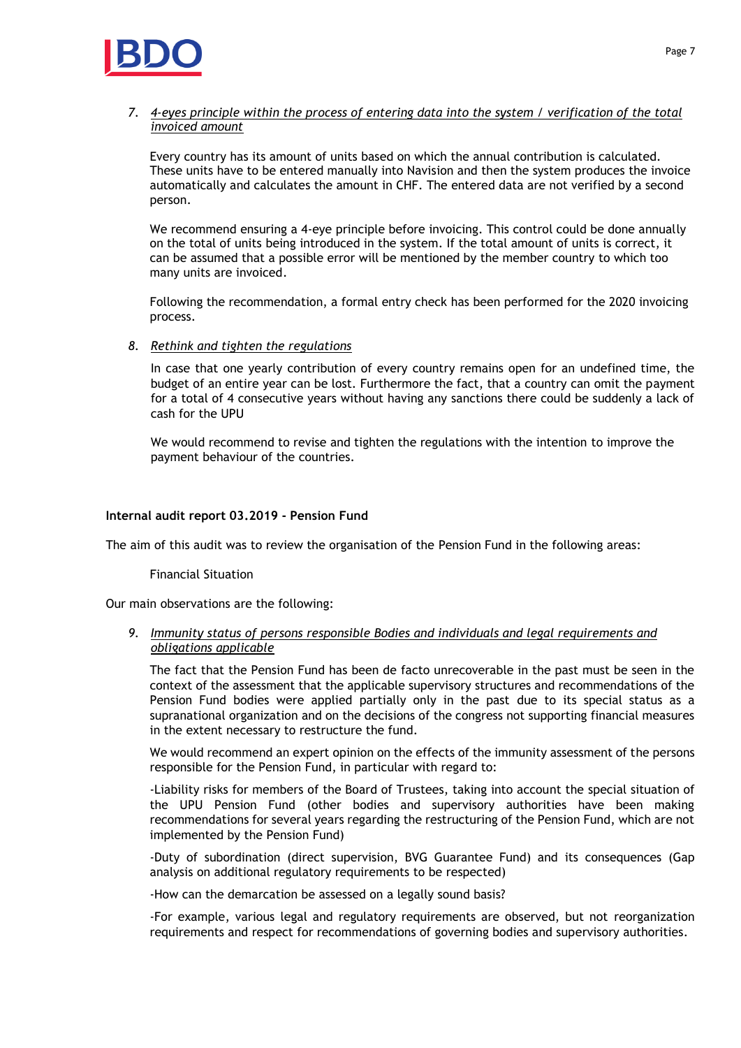7. *4-eyes principle within the process of entering data into the system / verification of the total invoiced amount*

   Every country has its amount of units based on which the annual contribution is calculated. These units have to be entered manually into Navision and then the system produces the invoice automatically and calculates the amount in CHF. The entered data are not verified by a second person.

   We recommend ensuring a 4-eye principle before invoicing. This control could be done annually on the total of units being introduced in the system. If the total amount of units is correct, it can be assumed that a possible error will be mentioned by the member country to which too many units are invoiced.

   Following the recommendation, a formal entry check has been performed for the 2020 invoicing process.

8. *Rethink and tighten the regulations*

   In case that one yearly contribution of every country remains open for an undefined time, the budget of an entire year can be lost. Furthermore the fact, that a country can omit the payment for a total of 4 consecutive years without having any sanctions there could be suddenly a lack of cash for the UPU

   We would recommend to revise and tighten the regulations with the intention to improve the payment behaviour of the countries.

**Internal audit report 03.2019 - Pension Fund**

The aim of this audit was to review the organisation of the Pension Fund in the following areas:

Financial Situation

Our main observations are the following:

9. *Immunity status of persons responsible Bodies and individuals and legal requirements and obligations applicable*

   The fact that the Pension Fund has been de facto unrecoverable in the past must be seen in the context of the assessment that the applicable supervisory structures and recommendations of the Pension Fund bodies were applied partially only in the past due to its special status as a supranational organization and on the decisions of the congress not supporting financial measures in the extent necessary to restructure the fund.

   We would recommend an expert opinion on the effects of the immunity assessment of the persons responsible for the Pension Fund, in particular with regard to:

   -Liability risks for members of the Board of Trustees, taking into account the special situation of the UPU Pension Fund (other bodies and supervisory authorities have been making recommendations for several years regarding the restructuring of the Pension Fund, which are not implemented by the Pension Fund)

   -Duty of subordination (direct supervision, BVG Guarantee Fund) and its consequences (Gap analysis on additional regulatory requirements to be respected)

   -How can the demarcation be assessed on a legally sound basis?

   -For example, various legal and regulatory requirements are observed, but not reorganization requirements and respect for recommendations of governing bodies and supervisory authorities.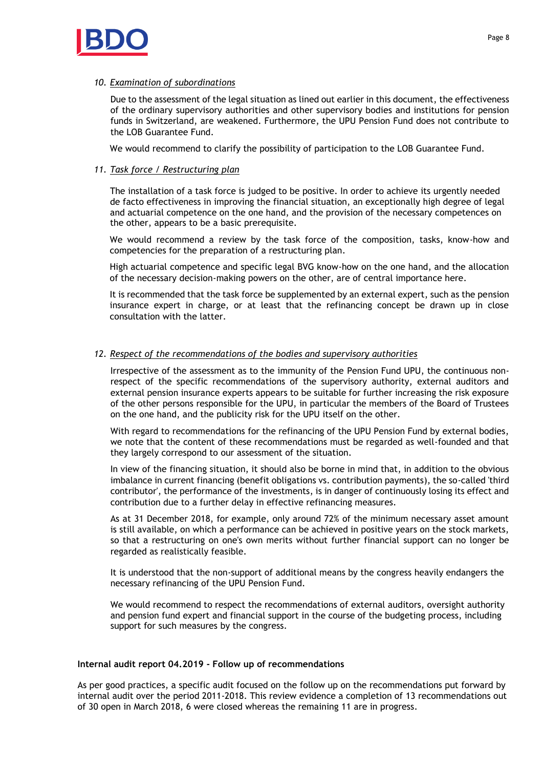10. *Examination of subordinations*

    Due to the assessment of the legal situation as lined out earlier in this document, the effectiveness of the ordinary supervisory authorities and other supervisory bodies and institutions for pension funds in Switzerland, are weakened. Furthermore, the UPU Pension Fund does not contribute to the LOB Guarantee Fund.

    We would recommend to clarify the possibility of participation to the LOB Guarantee Fund.

11. *Task force / Restructuring plan*

    The installation of a task force is judged to be positive. In order to achieve its urgently needed de facto effectiveness in improving the financial situation, an exceptionally high degree of legal and actuarial competence on the one hand, and the provision of the necessary competences on the other, appears to be a basic prerequisite.

    We would recommend a review by the task force of the composition, tasks, know-how and competencies for the preparation of a restructuring plan.

    High actuarial competence and specific legal BVG know-how on the one hand, and the allocation of the necessary decision-making powers on the other, are of central importance here.

    It is recommended that the task force be supplemented by an external expert, such as the pension insurance expert in charge, or at least that the refinancing concept be drawn up in close consultation with the latter.

12. *Respect of the recommendations of the bodies and supervisory authorities*

    Irrespective of the assessment as to the immunity of the Pension Fund UPU, the continuous non-respect of the specific recommendations of the supervisory authority, external auditors and external pension insurance experts appears to be suitable for further increasing the risk exposure of the other persons responsible for the UPU, in particular the members of the Board of Trustees on the one hand, and the publicity risk for the UPU itself on the other.

    With regard to recommendations for the refinancing of the UPU Pension Fund by external bodies, we note that the content of these recommendations must be regarded as well-founded and that they largely correspond to our assessment of the situation.

    In view of the financing situation, it should also be borne in mind that, in addition to the obvious imbalance in current financing (benefit obligations vs. contribution payments), the so-called 'third contributor', the performance of the investments, is in danger of continuously losing its effect and contribution due to a further delay in effective refinancing measures.

    As at 31 December 2018, for example, only around 72% of the minimum necessary asset amount is still available, on which a performance can be achieved in positive years on the stock markets, so that a restructuring on one's own merits without further financial support can no longer be regarded as realistically feasible.

    It is understood that the non-support of additional means by the congress heavily endangers the necessary refinancing of the UPU Pension Fund.

    We would recommend to respect the recommendations of external auditors, oversight authority and pension fund expert and financial support in the course of the budgeting process, including support for such measures by the congress.

**Internal audit report 04.2019 - Follow up of recommendations**

As per good practices, a specific audit focused on the follow up on the recommendations put forward by internal audit over the period 2011-2018. This review evidence a completion of 13 recommendations out of 30 open in March 2018, 6 were closed whereas the remaining 11 are in progress.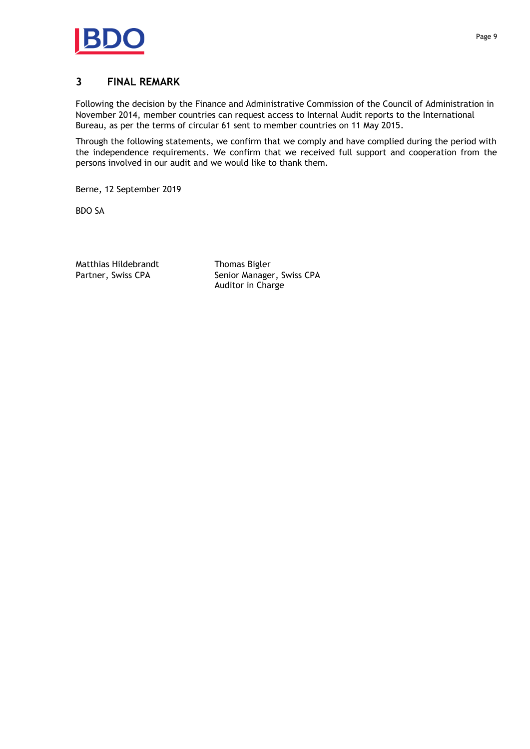## 3 FINAL REMARK

Following the decision by the Finance and Administrative Commission of the Council of Administration in November 2014, member countries can request access to Internal Audit reports to the International Bureau, as per the terms of circular 61 sent to member countries on 11 May 2015.

Through the following statements, we confirm that we comply and have complied during the period with the independence requirements. We confirm that we received full support and cooperation from the persons involved in our audit and we would like to thank them.

Berne, 12 September 2019

BDO SA

Matthias Hildebrandt
Partner, Swiss CPA

Thomas Bigler
Senior Manager, Swiss CPA
Auditor in Charge